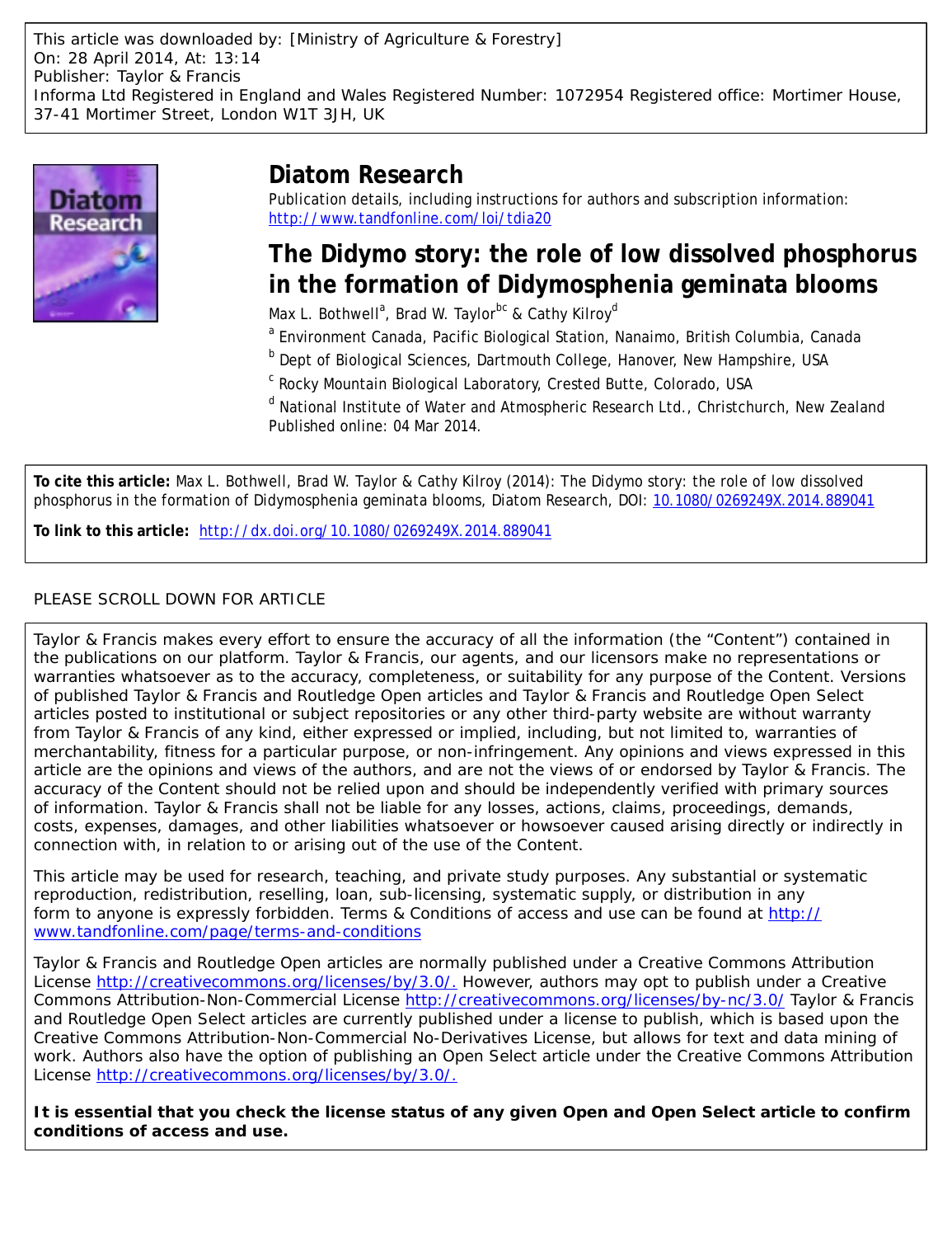This article was downloaded by: [Ministry of Agriculture & Forestry]
On: 28 April 2014, At: 13:14
Publisher: Taylor & Francis
Informa Ltd Registered in England and Wales Registered Number: 1072954 Registered office: Mortimer House, 37-41 Mortimer Street, London W1T 3JH, UK

# Diatom Research

Publication details, including instructions for authors and subscription information:
http://www.tandfonline.com/loi/tdia20

# The Didymo story: the role of low dissolved phosphorus in the formation of Didymosphenia geminata blooms

Max L. Bothwell[a], Brad W. Taylor[bc] & Cathy Kilroy[d]

[a] Environment Canada, Pacific Biological Station, Nanaimo, British Columbia, Canada

[b] Dept of Biological Sciences, Dartmouth College, Hanover, New Hampshire, USA

[c] Rocky Mountain Biological Laboratory, Crested Butte, Colorado, USA

[d] National Institute of Water and Atmospheric Research Ltd., Christchurch, New Zealand

Published online: 04 Mar 2014.

**To cite this article:** Max L. Bothwell, Brad W. Taylor & Cathy Kilroy (2014): The Didymo story: the role of low dissolved phosphorus in the formation of Didymosphenia geminata blooms, Diatom Research, DOI: 10.1080/0269249X.2014.889041

**To link to this article:** http://dx.doi.org/10.1080/0269249X.2014.889041

PLEASE SCROLL DOWN FOR ARTICLE

Taylor & Francis makes every effort to ensure the accuracy of all the information (the "Content") contained in the publications on our platform. Taylor & Francis, our agents, and our licensors make no representations or warranties whatsoever as to the accuracy, completeness, or suitability for any purpose of the Content. Versions of published Taylor & Francis and Routledge Open articles and Taylor & Francis and Routledge Open Select articles posted to institutional or subject repositories or any other third-party website are without warranty from Taylor & Francis of any kind, either expressed or implied, including, but not limited to, warranties of merchantability, fitness for a particular purpose, or non-infringement. Any opinions and views expressed in this article are the opinions and views of the authors, and are not the views of or endorsed by Taylor & Francis. The accuracy of the Content should not be relied upon and should be independently verified with primary sources of information. Taylor & Francis shall not be liable for any losses, actions, claims, proceedings, demands, costs, expenses, damages, and other liabilities whatsoever or howsoever caused arising directly or indirectly in connection with, in relation to or arising out of the use of the Content.

This article may be used for research, teaching, and private study purposes. Any substantial or systematic reproduction, redistribution, reselling, loan, sub-licensing, systematic supply, or distribution in any form to anyone is expressly forbidden. Terms & Conditions of access and use can be found at http://www.tandfonline.com/page/terms-and-conditions

Taylor & Francis and Routledge Open articles are normally published under a Creative Commons Attribution License http://creativecommons.org/licenses/by/3.0/. However, authors may opt to publish under a Creative Commons Attribution-Non-Commercial License http://creativecommons.org/licenses/by-nc/3.0/ Taylor & Francis and Routledge Open Select articles are currently published under a license to publish, which is based upon the Creative Commons Attribution-Non-Commercial No-Derivatives License, but allows for text and data mining of work. Authors also have the option of publishing an Open Select article under the Creative Commons Attribution License http://creativecommons.org/licenses/by/3.0/.

**It is essential that you check the license status of any given Open and Open Select article to confirm conditions of access and use.**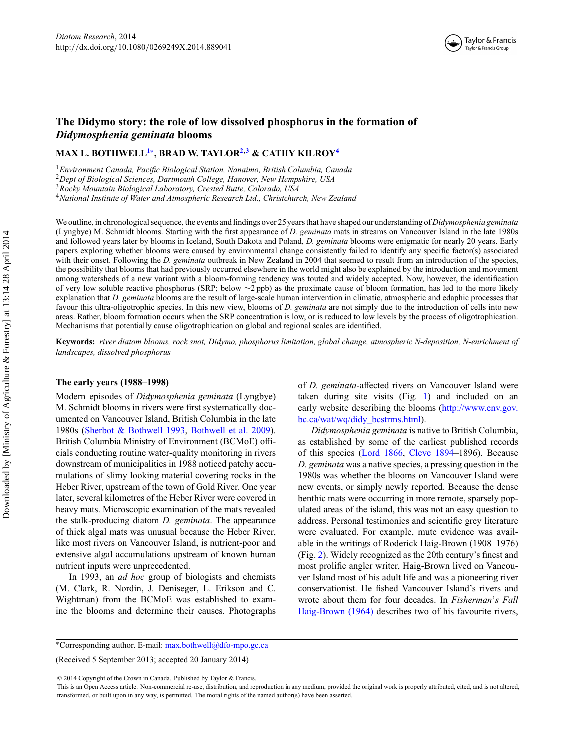# The Didymo story: the role of low dissolved phosphorus in the formation of *Didymosphenia geminata* blooms

**MAX L. BOTHWELL[1]*, BRAD W. TAYLOR[2,3] & CATHY KILROY[4]**

[1]*Environment Canada, Pacific Biological Station, Nanaimo, British Columbia, Canada*
[2]*Dept of Biological Sciences, Dartmouth College, Hanover, New Hampshire, USA*
[3]*Rocky Mountain Biological Laboratory, Crested Butte, Colorado, USA*
[4]*National Institute of Water and Atmospheric Research Ltd., Christchurch, New Zealand*

We outline, in chronological sequence, the events and findings over 25 years that have shaped our understanding of *Didymosphenia geminata* (Lyngbye) M. Schmidt blooms. Starting with the first appearance of *D. geminata* mats in streams on Vancouver Island in the late 1980s and followed years later by blooms in Iceland, South Dakota and Poland, *D. geminata* blooms were enigmatic for nearly 20 years. Early papers exploring whether blooms were caused by environmental change consistently failed to identify any specific factor(s) associated with their onset. Following the *D. geminata* outbreak in New Zealand in 2004 that seemed to result from an introduction of the species, the possibility that blooms that had previously occurred elsewhere in the world might also be explained by the introduction and movement among watersheds of a new variant with a bloom-forming tendency was touted and widely accepted. Now, however, the identification of very low soluble reactive phosphorus (SRP; below ~2 ppb) as the proximate cause of bloom formation, has led to the more likely explanation that *D. geminata* blooms are the result of large-scale human intervention in climatic, atmospheric and edaphic processes that favour this ultra-oligotrophic species. In this new view, blooms of *D. geminata* are not simply due to the introduction of cells into new areas. Rather, bloom formation occurs when the SRP concentration is low, or is reduced to low levels by the process of oligotrophication. Mechanisms that potentially cause oligotrophication on global and regional scales are identified.

**Keywords:** *river diatom blooms, rock snot, Didymo, phosphorus limitation, global change, atmospheric N-deposition, N-enrichment of landscapes, dissolved phosphorus*

## The early years (1988–1998)

Modern episodes of *Didymosphenia geminata* (Lyngbye) M. Schmidt blooms in rivers were first systematically documented on Vancouver Island, British Columbia in the late 1980s (Sherbot & Bothwell 1993, Bothwell et al. 2009). British Columbia Ministry of Environment (BCMoE) officials conducting routine water-quality monitoring in rivers downstream of municipalities in 1988 noticed patchy accumulations of slimy looking material covering rocks in the Heber River, upstream of the town of Gold River. One year later, several kilometres of the Heber River were covered in heavy mats. Microscopic examination of the mats revealed the stalk-producing diatom *D. geminata*. The appearance of thick algal mats was unusual because the Heber River, like most rivers on Vancouver Island, is nutrient-poor and extensive algal accumulations upstream of known human nutrient inputs were unprecedented.

In 1993, an *ad hoc* group of biologists and chemists (M. Clark, R. Nordin, J. Deniseger, L. Erikson and C. Wightman) from the BCMoE was established to examine the blooms and determine their causes. Photographs of *D. geminata*-affected rivers on Vancouver Island were taken during site visits (Fig. 1) and included on an early website describing the blooms (http://www.env.gov.bc.ca/wat/wq/didy_bcstrms.html).

*Didymosphenia geminata* is native to British Columbia, as established by some of the earliest published records of this species (Lord 1866, Cleve 1894–1896). Because *D. geminata* was a native species, a pressing question in the 1980s was whether the blooms on Vancouver Island were new events, or simply newly reported. Because the dense benthic mats were occurring in more remote, sparsely populated areas of the island, this was not an easy question to address. Personal testimonies and scientific grey literature were evaluated. For example, mute evidence was available in the writings of Roderick Haig-Brown (1908–1976) (Fig. 2). Widely recognized as the 20th century's finest and most prolific angler writer, Haig-Brown lived on Vancouver Island most of his adult life and was a pioneering river conservationist. He fished Vancouver Island's rivers and wrote about them for four decades. In *Fisherman's Fall* Haig-Brown (1964) describes two of his favourite rivers,

*Corresponding author. E-mail: max.bothwell@dfo-mpo.gc.ca

(Received 5 September 2013; accepted 20 January 2014)

© 2014 Copyright of the Crown in Canada. Published by Taylor & Francis.
This is an Open Access article. Non-commercial re-use, distribution, and reproduction in any medium, provided the original work is properly attributed, cited, and is not altered, transformed, or built upon in any way, is permitted. The moral rights of the named author(s) have been asserted.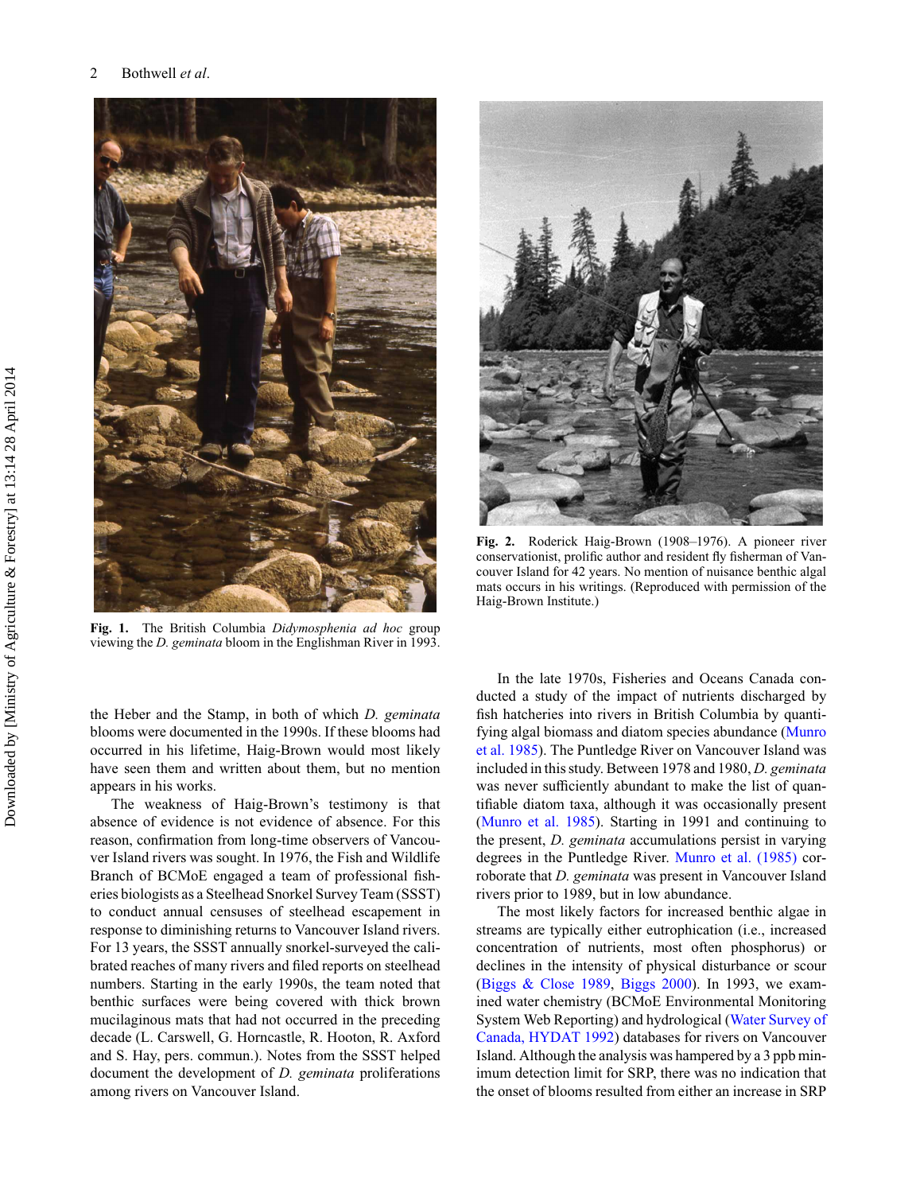Fig. 1. The British Columbia *Didymosphenia ad hoc* group viewing the *D. geminata* bloom in the Englishman River in 1993.

Fig. 2. Roderick Haig-Brown (1908–1976). A pioneer river conservationist, prolific author and resident fly fisherman of Vancouver Island for 42 years. No mention of nuisance benthic algal mats occurs in his writings. (Reproduced with permission of the Haig-Brown Institute.)

the Heber and the Stamp, in both of which *D. geminata* blooms were documented in the 1990s. If these blooms had occurred in his lifetime, Haig-Brown would most likely have seen them and written about them, but no mention appears in his works.

The weakness of Haig-Brown's testimony is that absence of evidence is not evidence of absence. For this reason, confirmation from long-time observers of Vancouver Island rivers was sought. In 1976, the Fish and Wildlife Branch of BCMoE engaged a team of professional fisheries biologists as a Steelhead Snorkel Survey Team (SSST) to conduct annual censuses of steelhead escapement in response to diminishing returns to Vancouver Island rivers. For 13 years, the SSST annually snorkel-surveyed the calibrated reaches of many rivers and filed reports on steelhead numbers. Starting in the early 1990s, the team noted that benthic surfaces were being covered with thick brown mucilaginous mats that had not occurred in the preceding decade (L. Carswell, G. Horncastle, R. Hooton, R. Axford and S. Hay, pers. commun.). Notes from the SSST helped document the development of *D. geminata* proliferations among rivers on Vancouver Island.

In the late 1970s, Fisheries and Oceans Canada conducted a study of the impact of nutrients discharged by fish hatcheries into rivers in British Columbia by quantifying algal biomass and diatom species abundance (Munro et al. 1985). The Puntledge River on Vancouver Island was included in this study. Between 1978 and 1980, *D. geminata* was never sufficiently abundant to make the list of quantifiable diatom taxa, although it was occasionally present (Munro et al. 1985). Starting in 1991 and continuing to the present, *D. geminata* accumulations persist in varying degrees in the Puntledge River. Munro et al. (1985) corroborate that *D. geminata* was present in Vancouver Island rivers prior to 1989, but in low abundance.

The most likely factors for increased benthic algae in streams are typically either eutrophication (i.e., increased concentration of nutrients, most often phosphorus) or declines in the intensity of physical disturbance or scour (Biggs & Close 1989, Biggs 2000). In 1993, we examined water chemistry (BCMoE Environmental Monitoring System Web Reporting) and hydrological (Water Survey of Canada, HYDAT 1992) databases for rivers on Vancouver Island. Although the analysis was hampered by a 3 ppb minimum detection limit for SRP, there was no indication that the onset of blooms resulted from either an increase in SRP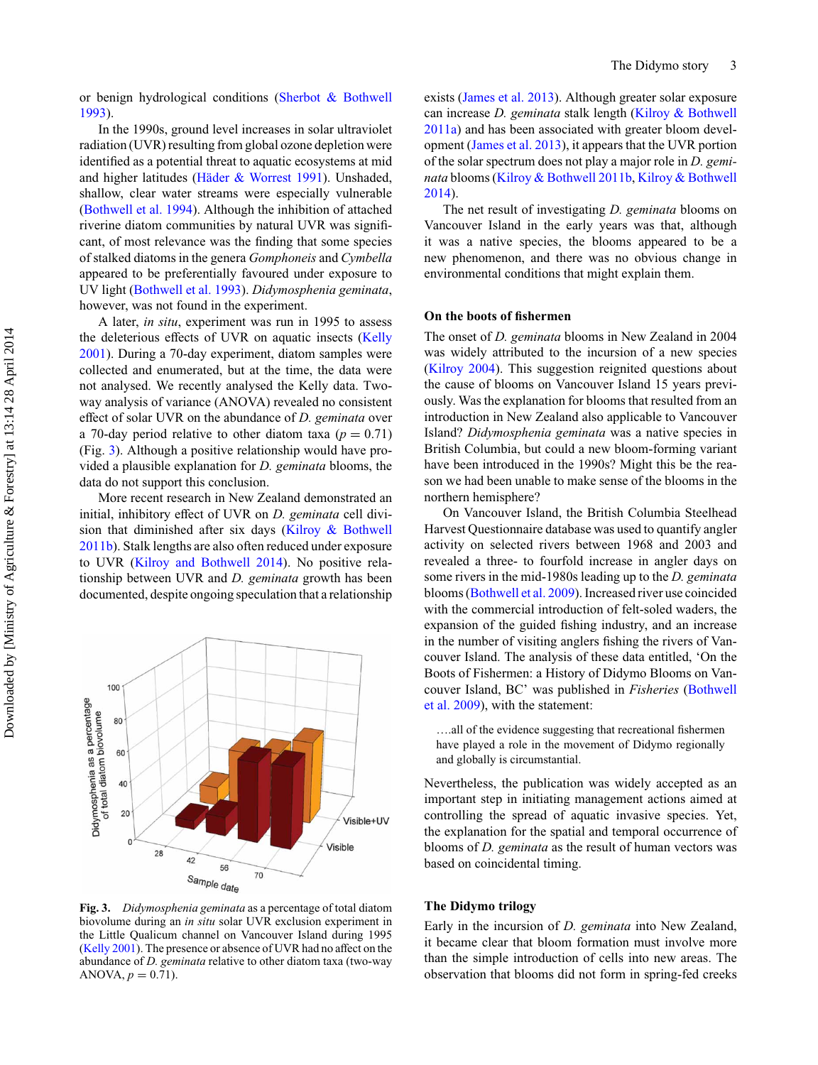or benign hydrological conditions (Sherbot & Bothwell 1993).

In the 1990s, ground level increases in solar ultraviolet radiation (UVR) resulting from global ozone depletion were identified as a potential threat to aquatic ecosystems at mid and higher latitudes (Häder & Worrest 1991). Unshaded, shallow, clear water streams were especially vulnerable (Bothwell et al. 1994). Although the inhibition of attached riverine diatom communities by natural UVR was significant, of most relevance was the finding that some species of stalked diatoms in the genera *Gomphoneis* and *Cymbella* appeared to be preferentially favoured under exposure to UV light (Bothwell et al. 1993). *Didymosphenia geminata*, however, was not found in the experiment.

A later, *in situ*, experiment was run in 1995 to assess the deleterious effects of UVR on aquatic insects (Kelly 2001). During a 70-day experiment, diatom samples were collected and enumerated, but at the time, the data were not analysed. We recently analysed the Kelly data. Two-way analysis of variance (ANOVA) revealed no consistent effect of solar UVR on the abundance of *D. geminata* over a 70-day period relative to other diatom taxa ($p = 0.71$) (Fig. 3). Although a positive relationship would have provided a plausible explanation for *D. geminata* blooms, the data do not support this conclusion.

More recent research in New Zealand demonstrated an initial, inhibitory effect of UVR on *D. geminata* cell division that diminished after six days (Kilroy & Bothwell 2011b). Stalk lengths are also often reduced under exposure to UVR (Kilroy and Bothwell 2014). No positive relationship between UVR and *D. geminata* growth has been documented, despite ongoing speculation that a relationship exists (James et al. 2013). Although greater solar exposure can increase *D. geminata* stalk length (Kilroy & Bothwell 2011a) and has been associated with greater bloom development (James et al. 2013), it appears that the UVR portion of the solar spectrum does not play a major role in *D. geminata* blooms (Kilroy & Bothwell 2011b, Kilroy & Bothwell 2014).

**Fig. 3.** *Didymosphenia geminata* as a percentage of total diatom biovolume during an *in situ* solar UVR exclusion experiment in the Little Qualicum channel on Vancouver Island during 1995 (Kelly 2001). The presence or absence of UVR had no affect on the abundance of *D. geminata* relative to other diatom taxa (two-way ANOVA, $p = 0.71$).

The net result of investigating *D. geminata* blooms on Vancouver Island in the early years was that, although it was a native species, the blooms appeared to be a new phenomenon, and there was no obvious change in environmental conditions that might explain them.

## On the boots of fishermen

The onset of *D. geminata* blooms in New Zealand in 2004 was widely attributed to the incursion of a new species (Kilroy 2004). This suggestion reignited questions about the cause of blooms on Vancouver Island 15 years previously. Was the explanation for blooms that resulted from an introduction in New Zealand also applicable to Vancouver Island? *Didymosphenia geminata* was a native species in British Columbia, but could a new bloom-forming variant have been introduced in the 1990s? Might this be the reason we had been unable to make sense of the blooms in the northern hemisphere?

On Vancouver Island, the British Columbia Steelhead Harvest Questionnaire database was used to quantify angler activity on selected rivers between 1968 and 2003 and revealed a three- to fourfold increase in angler days on some rivers in the mid-1980s leading up to the *D. geminata* blooms (Bothwell et al. 2009). Increased river use coincided with the commercial introduction of felt-soled waders, the expansion of the guided fishing industry, and an increase in the number of visiting anglers fishing the rivers of Vancouver Island. The analysis of these data entitled, 'On the Boots of Fishermen: a History of Didymo Blooms on Vancouver Island, BC' was published in *Fisheries* (Bothwell et al. 2009), with the statement:

> ….all of the evidence suggesting that recreational fishermen have played a role in the movement of Didymo regionally and globally is circumstantial.

Nevertheless, the publication was widely accepted as an important step in initiating management actions aimed at controlling the spread of aquatic invasive species. Yet, the explanation for the spatial and temporal occurrence of blooms of *D. geminata* as the result of human vectors was based on coincidental timing.

## The Didymo trilogy

Early in the incursion of *D. geminata* into New Zealand, it became clear that bloom formation must involve more than the simple introduction of cells into new areas. The observation that blooms did not form in spring-fed creeks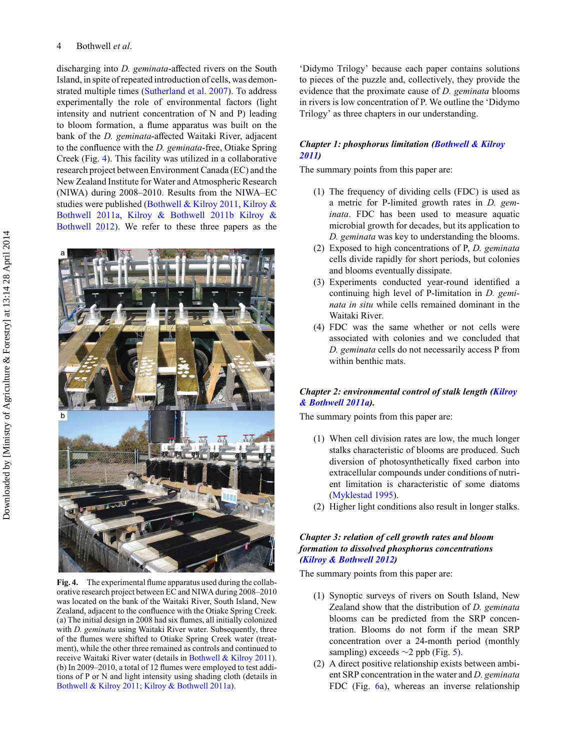discharging into *D. geminata*-affected rivers on the South Island, in spite of repeated introduction of cells, was demonstrated multiple times (Sutherland et al. 2007). To address experimentally the role of environmental factors (light intensity and nutrient concentration of N and P) leading to bloom formation, a flume apparatus was built on the bank of the *D. geminata*-affected Waitaki River, adjacent to the confluence with the *D. geminata*-free, Otiake Spring Creek (Fig. 4). This facility was utilized in a collaborative research project between Environment Canada (EC) and the New Zealand Institute for Water and Atmospheric Research (NIWA) during 2008–2010. Results from the NIWA–EC studies were published (Bothwell & Kilroy 2011, Kilroy & Bothwell 2011a, Kilroy & Bothwell 2011b Kilroy & Bothwell 2012). We refer to these three papers as the 'Didymo Trilogy' because each paper contains solutions to pieces of the puzzle and, collectively, they provide the evidence that the proximate cause of *D. geminata* blooms in rivers is low concentration of P. We outline the 'Didymo Trilogy' as three chapters in our understanding.

**Fig. 4.** The experimental flume apparatus used during the collaborative research project between EC and NIWA during 2008–2010 was located on the bank of the Waitaki River, South Island, New Zealand, adjacent to the confluence with the Otiake Spring Creek. (a) The initial design in 2008 had six flumes, all initially colonized with *D. geminata* using Waitaki River water. Subsequently, three of the flumes were shifted to Otiake Spring Creek water (treatment), while the other three remained as controls and continued to receive Waitaki River water (details in Bothwell & Kilroy 2011). (b) In 2009–2010, a total of 12 flumes were employed to test additions of P or N and light intensity using shading cloth (details in Bothwell & Kilroy 2011; Kilroy & Bothwell 2011a).

### *Chapter 1: phosphorus limitation (Bothwell & Kilroy 2011)*

The summary points from this paper are:

1. The frequency of dividing cells (FDC) is used as a metric for P-limited growth rates in *D. geminata*. FDC has been used to measure aquatic microbial growth for decades, but its application to *D. geminata* was key to understanding the blooms.
2. Exposed to high concentrations of P, *D. geminata* cells divide rapidly for short periods, but colonies and blooms eventually dissipate.
3. Experiments conducted year-round identified a continuing high level of P-limitation in *D. geminata in situ* while cells remained dominant in the Waitaki River.
4. FDC was the same whether or not cells were associated with colonies and we concluded that *D. geminata* cells do not necessarily access P from within benthic mats.

### *Chapter 2: environmental control of stalk length (Kilroy & Bothwell 2011a).*

The summary points from this paper are:

1. When cell division rates are low, the much longer stalks characteristic of blooms are produced. Such diversion of photosynthetically fixed carbon into extracellular compounds under conditions of nutrient limitation is characteristic of some diatoms (Myklestad 1995).
2. Higher light conditions also result in longer stalks.

### *Chapter 3: relation of cell growth rates and bloom formation to dissolved phosphorus concentrations (Kilroy & Bothwell 2012)*

The summary points from this paper are:

1. Synoptic surveys of rivers on South Island, New Zealand show that the distribution of *D. geminata* blooms can be predicted from the SRP concentration. Blooms do not form if the mean SRP concentration over a 24-month period (monthly sampling) exceeds ~2 ppb (Fig. 5).
2. A direct positive relationship exists between ambient SRP concentration in the water and *D. geminata* FDC (Fig. 6a), whereas an inverse relationship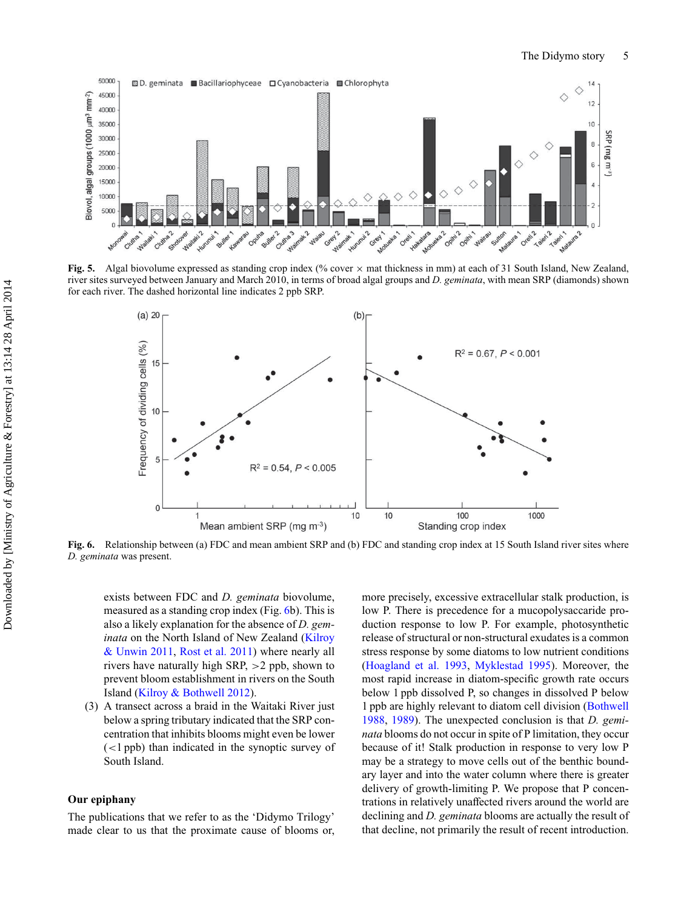Fig. 5. Algal biovolume expressed as standing crop index (% cover × mat thickness in mm) at each of 31 South Island, New Zealand, river sites surveyed between January and March 2010, in terms of broad algal groups and *D. geminata*, with mean SRP (diamonds) shown for each river. The dashed horizontal line indicates 2 ppb SRP.

Fig. 6. Relationship between (a) FDC and mean ambient SRP and (b) FDC and standing crop index at 15 South Island river sites where *D. geminata* was present.

exists between FDC and *D. geminata* biovolume, measured as a standing crop index (Fig. 6b). This is also a likely explanation for the absence of *D. geminata* on the North Island of New Zealand (Kilroy & Unwin 2011, Rost et al. 2011) where nearly all rivers have naturally high SRP, >2 ppb, shown to prevent bloom establishment in rivers on the South Island (Kilroy & Bothwell 2012).

(3) A transect across a braid in the Waitaki River just below a spring tributary indicated that the SRP concentration that inhibits blooms might even be lower (<1 ppb) than indicated in the synoptic survey of South Island.

## Our epiphany

The publications that we refer to as the 'Didymo Trilogy' made clear to us that the proximate cause of blooms or, more precisely, excessive extracellular stalk production, is low P. There is precedence for a mucopolysaccaride production response to low P. For example, photosynthetic release of structural or non-structural exudates is a common stress response by some diatoms to low nutrient conditions (Hoagland et al. 1993, Myklestad 1995). Moreover, the most rapid increase in diatom-specific growth rate occurs below 1 ppb dissolved P, so changes in dissolved P below 1 ppb are highly relevant to diatom cell division (Bothwell 1988, 1989). The unexpected conclusion is that *D. geminata* blooms do not occur in spite of P limitation, they occur because of it! Stalk production in response to very low P may be a strategy to move cells out of the benthic boundary layer and into the water column where there is greater delivery of growth-limiting P. We propose that P concentrations in relatively unaffected rivers around the world are declining and *D. geminata* blooms are actually the result of that decline, not primarily the result of recent introduction.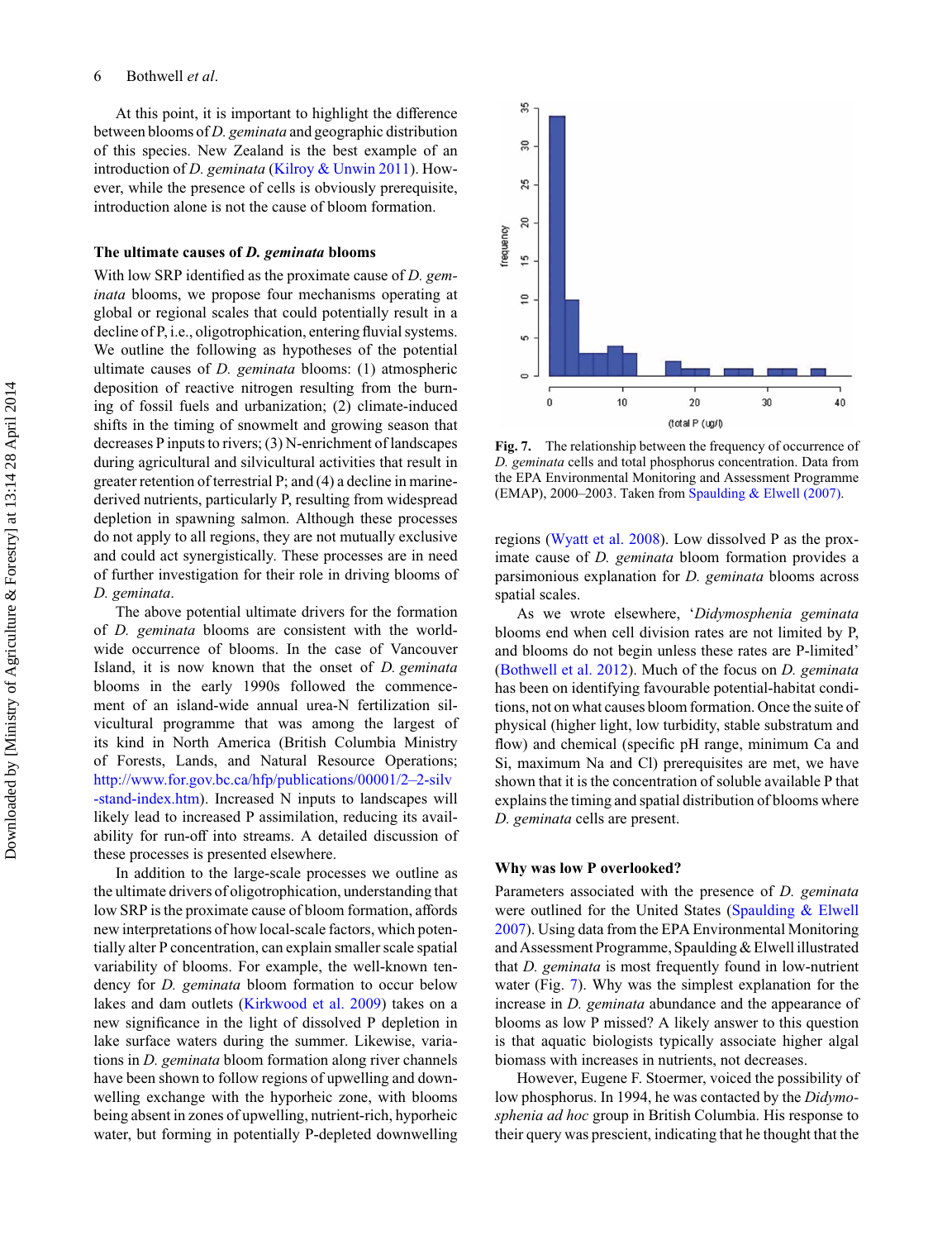At this point, it is important to highlight the difference between blooms of *D. geminata* and geographic distribution of this species. New Zealand is the best example of an introduction of *D. geminata* (Kilroy & Unwin 2011). However, while the presence of cells is obviously prerequisite, introduction alone is not the cause of bloom formation.

### The ultimate causes of *D. geminata* blooms

With low SRP identified as the proximate cause of *D. geminata* blooms, we propose four mechanisms operating at global or regional scales that could potentially result in a decline of P, i.e., oligotrophication, entering fluvial systems. We outline the following as hypotheses of the potential ultimate causes of *D. geminata* blooms: (1) atmospheric deposition of reactive nitrogen resulting from the burning of fossil fuels and urbanization; (2) climate-induced shifts in the timing of snowmelt and growing season that decreases P inputs to rivers; (3) N-enrichment of landscapes during agricultural and silvicultural activities that result in greater retention of terrestrial P; and (4) a decline in marine-derived nutrients, particularly P, resulting from widespread depletion in spawning salmon. Although these processes do not apply to all regions, they are not mutually exclusive and could act synergistically. These processes are in need of further investigation for their role in driving blooms of *D. geminata*.

The above potential ultimate drivers for the formation of *D. geminata* blooms are consistent with the worldwide occurrence of blooms. In the case of Vancouver Island, it is now known that the onset of *D. geminata* blooms in the early 1990s followed the commencement of an island-wide annual urea-N fertilization silvicultural programme that was among the largest of its kind in North America (British Columbia Ministry of Forests, Lands, and Natural Resource Operations; http://www.for.gov.bc.ca/hfp/publications/00001/2–2-silv-stand-index.htm). Increased N inputs to landscapes will likely lead to increased P assimilation, reducing its availability for run-off into streams. A detailed discussion of these processes is presented elsewhere.

In addition to the large-scale processes we outline as the ultimate drivers of oligotrophication, understanding that low SRP is the proximate cause of bloom formation, affords new interpretations of how local-scale factors, which potentially alter P concentration, can explain smaller scale spatial variability of blooms. For example, the well-known tendency for *D. geminata* bloom formation to occur below lakes and dam outlets (Kirkwood et al. 2009) takes on a new significance in the light of dissolved P depletion in lake surface waters during the summer. Likewise, variations in *D. geminata* bloom formation along river channels have been shown to follow regions of upwelling and downwelling exchange with the hyporheic zone, with blooms being absent in zones of upwelling, nutrient-rich, hyporheic water, but forming in potentially P-depleted downwelling regions (Wyatt et al. 2008). Low dissolved P as the proximate cause of *D. geminata* bloom formation provides a parsimonious explanation for *D. geminata* blooms across spatial scales.

**Fig. 7.** The relationship between the frequency of occurrence of *D. geminata* cells and total phosphorus concentration. Data from the EPA Environmental Monitoring and Assessment Programme (EMAP), 2000–2003. Taken from Spaulding & Elwell (2007).

As we wrote elsewhere, '*Didymosphenia geminata* blooms end when cell division rates are not limited by P, and blooms do not begin unless these rates are P-limited' (Bothwell et al. 2012). Much of the focus on *D. geminata* has been on identifying favourable potential-habitat conditions, not on what causes bloom formation. Once the suite of physical (higher light, low turbidity, stable substratum and flow) and chemical (specific pH range, minimum Ca and Si, maximum Na and Cl) prerequisites are met, we have shown that it is the concentration of soluble available P that explains the timing and spatial distribution of blooms where *D. geminata* cells are present.

### Why was low P overlooked?

Parameters associated with the presence of *D. geminata* were outlined for the United States (Spaulding & Elwell 2007). Using data from the EPA Environmental Monitoring and Assessment Programme, Spaulding & Elwell illustrated that *D. geminata* is most frequently found in low-nutrient water (Fig. 7). Why was the simplest explanation for the increase in *D. geminata* abundance and the appearance of blooms as low P missed? A likely answer to this question is that aquatic biologists typically associate higher algal biomass with increases in nutrients, not decreases.

However, Eugene F. Stoermer, voiced the possibility of low phosphorus. In 1994, he was contacted by the *Didymosphenia ad hoc* group in British Columbia. His response to their query was prescient, indicating that he thought that the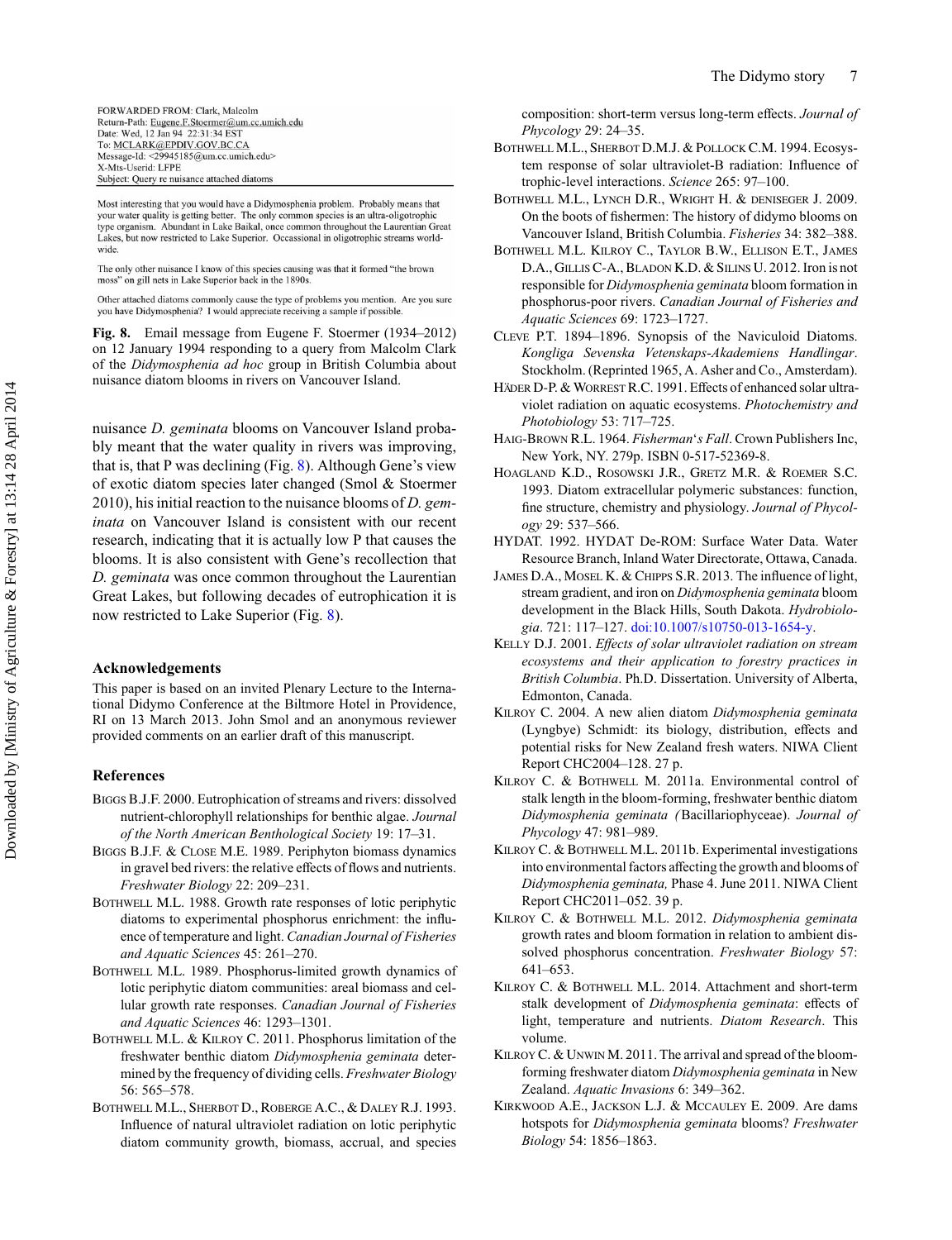FORWARDED FROM: Clark, Malcolm
Return-Path: Eugene.F.Stoermer@um.cc.umich.edu
Date: Wed, 12 Jan 94 22:31:34 EST
To: MCLARK@EPDIV.GOV.BC.CA
Message-Id: <29945185@um.cc.umich.edu>
X-Mts-Userid: LFPE
Subject: Query re nuisance attached diatoms

Most interesting that you would have a Didymosphenia problem. Probably means that your water quality is getting better. The only common species is an ultra-oligotrophic type organism. Abundant in Lake Baikal, once common throughout the Laurentian Great Lakes, but now restricted to Lake Superior. Occassional in oligotrophic streams world-wide.

The only other nuisance I know of this species causing was that it formed "the brown moss" on gill nets in Lake Superior back in the 1890s.

Other attached diatoms commonly cause the type of problems you mention. Are you sure you have Didymosphenia? I would appreciate receiving a sample if possible.

**Fig. 8.** Email message from Eugene F. Stoermer (1934–2012) on 12 January 1994 responding to a query from Malcolm Clark of the *Didymosphenia ad hoc* group in British Columbia about nuisance diatom blooms in rivers on Vancouver Island.

nuisance *D. geminata* blooms on Vancouver Island probably meant that the water quality in rivers was improving, that is, that P was declining (Fig. 8). Although Gene's view of exotic diatom species later changed (Smol & Stoermer 2010), his initial reaction to the nuisance blooms of *D. geminata* on Vancouver Island is consistent with our recent research, indicating that it is actually low P that causes the blooms. It is also consistent with Gene's recollection that *D. geminata* was once common throughout the Laurentian Great Lakes, but following decades of eutrophication it is now restricted to Lake Superior (Fig. 8).

## Acknowledgements

This paper is based on an invited Plenary Lecture to the International Didymo Conference at the Biltmore Hotel in Providence, RI on 13 March 2013. John Smol and an anonymous reviewer provided comments on an earlier draft of this manuscript.

## References

Biggs B.J.F. 2000. Eutrophication of streams and rivers: dissolved nutrient-chlorophyll relationships for benthic algae. *Journal of the North American Benthological Society* 19: 17–31.

Biggs B.J.F. & Close M.E. 1989. Periphyton biomass dynamics in gravel bed rivers: the relative effects of flows and nutrients. *Freshwater Biology* 22: 209–231.

Bothwell M.L. 1988. Growth rate responses of lotic periphytic diatoms to experimental phosphorus enrichment: the influence of temperature and light. *Canadian Journal of Fisheries and Aquatic Sciences* 45: 261–270.

Bothwell M.L. 1989. Phosphorus-limited growth dynamics of lotic periphytic diatom communities: areal biomass and cellular growth rate responses. *Canadian Journal of Fisheries and Aquatic Sciences* 46: 1293–1301.

Bothwell M.L. & Kilroy C. 2011. Phosphorus limitation of the freshwater benthic diatom *Didymosphenia geminata* determined by the frequency of dividing cells. *Freshwater Biology* 56: 565–578.

Bothwell M.L., Sherbot D., Roberge A.C., & Daley R.J. 1993. Influence of natural ultraviolet radiation on lotic periphytic diatom community growth, biomass, accrual, and species composition: short-term versus long-term effects. *Journal of Phycology* 29: 24–35.

Bothwell M.L., Sherbot D.M.J. & Pollock C.M. 1994. Ecosystem response of solar ultraviolet-B radiation: Influence of trophic-level interactions. *Science* 265: 97–100.

Bothwell M.L., Lynch D.R., Wright H. & deniseger J. 2009. On the boots of fishermen: The history of didymo blooms on Vancouver Island, British Columbia. *Fisheries* 34: 382–388.

Bothwell M.L. Kilroy C., Taylor B.W., Ellison E.T., James D.A., Gillis C-A., Bladon K.D. & Silins U. 2012. Iron is not responsible for *Didymosphenia geminata* bloom formation in phosphorus-poor rivers. *Canadian Journal of Fisheries and Aquatic Sciences* 69: 1723–1727.

Cleve P.T. 1894–1896. Synopsis of the Naviculoid Diatoms. *Kongliga Sevenska Vetenskaps-Akademiens Handlingar*. Stockholm. (Reprinted 1965, A. Asher and Co., Amsterdam).

Häder D-P. & Worrest R.C. 1991. Effects of enhanced solar ultraviolet radiation on aquatic ecosystems. *Photochemistry and Photobiology* 53: 717–725.

Haig-Brown R.L. 1964. *Fisherman*'*s Fall*. Crown Publishers Inc, New York, NY. 279p. ISBN 0-517-52369-8.

Hoagland K.D., Rosowski J.R., Gretz M.R. & Roemer S.C. 1993. Diatom extracellular polymeric substances: function, fine structure, chemistry and physiology. *Journal of Phycology* 29: 537–566.

HYDAT. 1992. HYDAT De-ROM: Surface Water Data. Water Resource Branch, Inland Water Directorate, Ottawa, Canada.

James D.A., Mosel K. & Chipps S.R. 2013. The influence of light, stream gradient, and iron on *Didymosphenia geminata* bloom development in the Black Hills, South Dakota. *Hydrobiologia*. 721: 117–127. doi:10.1007/s10750-013-1654-y.

Kelly D.J. 2001. *Effects of solar ultraviolet radiation on stream ecosystems and their application to forestry practices in British Columbia*. Ph.D. Dissertation. University of Alberta, Edmonton, Canada.

Kilroy C. 2004. A new alien diatom *Didymosphenia geminata* (Lyngbye) Schmidt: its biology, distribution, effects and potential risks for New Zealand fresh waters. NIWA Client Report CHC2004–128. 27 p.

Kilroy C. & Bothwell M. 2011a. Environmental control of stalk length in the bloom-forming, freshwater benthic diatom *Didymosphenia geminata (*Bacillariophyceae). *Journal of Phycology* 47: 981–989.

Kilroy C. & Bothwell M.L. 2011b. Experimental investigations into environmental factors affecting the growth and blooms of *Didymosphenia geminata,* Phase 4. June 2011. NIWA Client Report CHC2011–052. 39 p.

Kilroy C. & Bothwell M.L. 2012. *Didymosphenia geminata* growth rates and bloom formation in relation to ambient dissolved phosphorus concentration. *Freshwater Biology* 57: 641–653.

Kilroy C. & Bothwell M.L. 2014. Attachment and short-term stalk development of *Didymosphenia geminata*: effects of light, temperature and nutrients. *Diatom Research*. This volume.

Kilroy C. & Unwin M. 2011. The arrival and spread of the bloom-forming freshwater diatom *Didymosphenia geminata* in New Zealand. *Aquatic Invasions* 6: 349–362.

Kirkwood A.E., Jackson L.J. & Mccauley E. 2009. Are dams hotspots for *Didymosphenia geminata* blooms? *Freshwater Biology* 54: 1856–1863.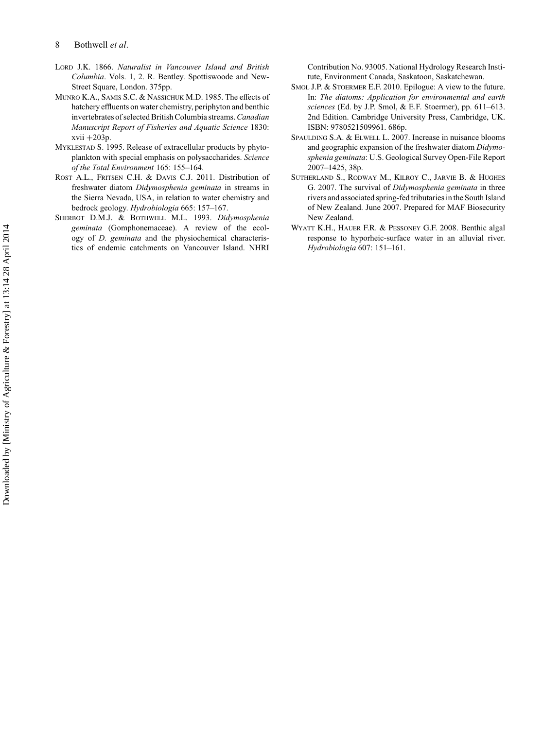Lord J.K. 1866. *Naturalist in Vancouver Island and British Columbia*. Vols. 1, 2. R. Bentley. Spottiswoode and New-Street Square, London. 375pp.

Munro K.A., Samis S.C. & Nassichuk M.D. 1985. The effects of hatchery effluents on water chemistry, periphyton and benthic invertebrates of selected British Columbia streams. *Canadian Manuscript Report of Fisheries and Aquatic Science* 1830: xvii +203p.

Myklestad S. 1995. Release of extracellular products by phytoplankton with special emphasis on polysaccharides. *Science of the Total Environment* 165: 155–164.

Rost A.L., Fritsen C.H. & Davis C.J. 2011. Distribution of freshwater diatom *Didymosphenia geminata* in streams in the Sierra Nevada, USA, in relation to water chemistry and bedrock geology. *Hydrobiologia* 665: 157–167.

Sherbot D.M.J. & Bothwell M.L. 1993. *Didymosphenia geminata* (Gomphonemaceae). A review of the ecology of *D. geminata* and the physiochemical characteristics of endemic catchments on Vancouver Island. NHRI Contribution No. 93005. National Hydrology Research Institute, Environment Canada, Saskatoon, Saskatchewan.

Smol J.P. & Stoermer E.F. 2010. Epilogue: A view to the future. In: *The diatoms: Application for environmental and earth sciences* (Ed. by J.P. Smol, & E.F. Stoermer), pp. 611–613. 2nd Edition. Cambridge University Press, Cambridge, UK. ISBN: 9780521509961. 686p.

Spaulding S.A. & Elwell L. 2007. Increase in nuisance blooms and geographic expansion of the freshwater diatom *Didymosphenia geminata*: U.S. Geological Survey Open-File Report 2007–1425, 38p.

Sutherland S., Rodway M., Kilroy C., Jarvie B. & Hughes G. 2007. The survival of *Didymosphenia geminata* in three rivers and associated spring-fed tributaries in the South Island of New Zealand. June 2007. Prepared for MAF Biosecurity New Zealand.

Wyatt K.H., Hauer F.R. & Pessoney G.F. 2008. Benthic algal response to hyporheic-surface water in an alluvial river. *Hydrobiologia* 607: 151–161.